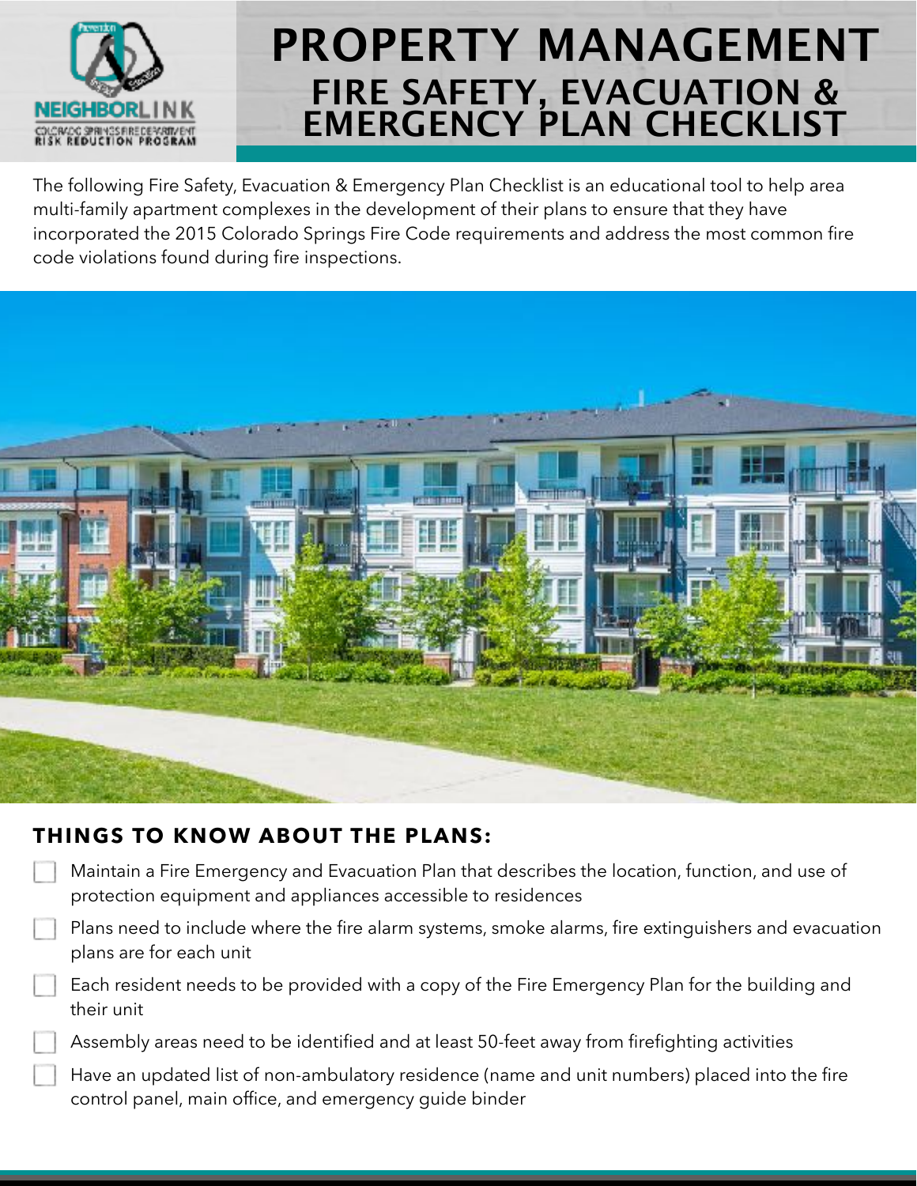# PROPERTY MANAGEMENT

## FIRE SAFETY, EVACUATION & EMERGENCY PLAN CHECKLIST

The following Fire Safety, Evacuation & Emergency Plan Checklist is an educational tool to help area multi-family apartment complexes in the development of their plans to ensure that they have incorporated the 2015 Colorado Springs Fire Code requirements and address the most common fire code violations found during fire inspections.

### THINGS TO KNOW ABOUT THE PLANS:

- [ ] Maintain a Fire Emergency and Evacuation Plan that describes the location, function, and use of protection equipment and appliances accessible to residences
- [ ] Plans need to include where the fire alarm systems, smoke alarms, fire extinguishers and evacuation plans are for each unit
- [ ] Each resident needs to be provided with a copy of the Fire Emergency Plan for the building and their unit
- [ ] Assembly areas need to be identified and at least 50-feet away from firefighting activities
- [ ] Have an updated list of non-ambulatory residence (name and unit numbers) placed into the fire control panel, main office, and emergency guide binder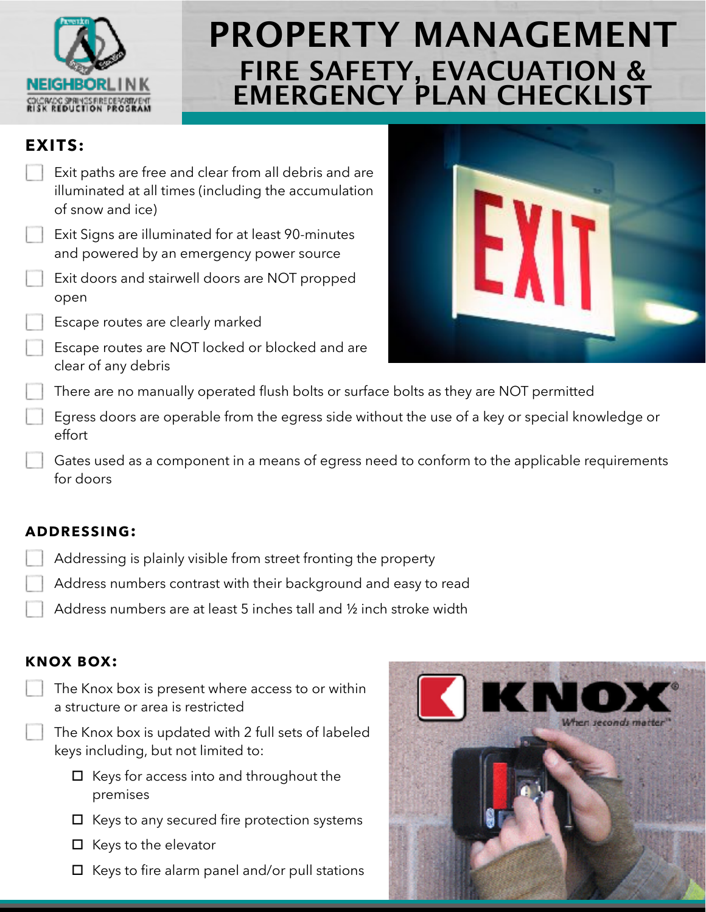# PROPERTY MANAGEMENT

## FIRE SAFETY, EVACUATION & EMERGENCY PLAN CHECKLIST

### EXITS:

- [ ] Exit paths are free and clear from all debris and are illuminated at all times (including the accumulation of snow and ice)
- [ ] Exit Signs are illuminated for at least 90-minutes and powered by an emergency power source
- [ ] Exit doors and stairwell doors are NOT propped open
- [ ] Escape routes are clearly marked
- [ ] Escape routes are NOT locked or blocked and are clear of any debris
- [ ] There are no manually operated flush bolts or surface bolts as they are NOT permitted
- [ ] Egress doors are operable from the egress side without the use of a key or special knowledge or effort
- [ ] Gates used as a component in a means of egress need to conform to the applicable requirements for doors

### ADDRESSING:

- [ ] Addressing is plainly visible from street fronting the property
- [ ] Address numbers contrast with their background and easy to read
- [ ] Address numbers are at least 5 inches tall and ½ inch stroke width

### KNOX BOX:

- [ ] The Knox box is present where access to or within a structure or area is restricted
- [ ] The Knox box is updated with 2 full sets of labeled keys including, but not limited to:
  - [ ] Keys for access into and throughout the premises
  - [ ] Keys to any secured fire protection systems
  - [ ] Keys to the elevator
  - [ ] Keys to fire alarm panel and/or pull stations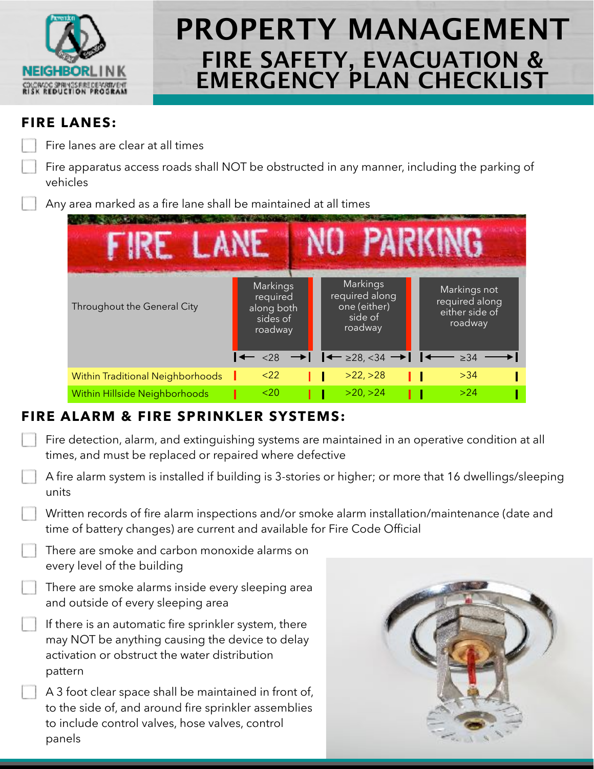# PROPERTY MANAGEMENT
## FIRE SAFETY, EVACUATION & EMERGENCY PLAN CHECKLIST

### FIRE LANES:

- [ ] Fire lanes are clear at all times
- [ ] Fire apparatus access roads shall NOT be obstructed in any manner, including the parking of vehicles
- [ ] Any area marked as a fire lane shall be maintained at all times

| | Markings required along both sides of roadway | Markings required along one (either) side of roadway | Markings not required along either side of roadway |
|---|---|---|---|
| Throughout the General City | <28 | ≥28, <34 | ≥34 |
| Within Traditional Neighborhoods | <22 | >22, >28 | >34 |
| Within Hillside Neighborhoods | <20 | >20, >24 | >24 |

### FIRE ALARM & FIRE SPRINKLER SYSTEMS:

- [ ] Fire detection, alarm, and extinguishing systems are maintained in an operative condition at all times, and must be replaced or repaired where defective
- [ ] A fire alarm system is installed if building is 3-stories or higher; or more that 16 dwellings/sleeping units
- [ ] Written records of fire alarm inspections and/or smoke alarm installation/maintenance (date and time of battery changes) are current and available for Fire Code Official
- [ ] There are smoke and carbon monoxide alarms on every level of the building
- [ ] There are smoke alarms inside every sleeping area and outside of every sleeping area
- [ ] If there is an automatic fire sprinkler system, there may NOT be anything causing the device to delay activation or obstruct the water distribution pattern
- [ ] A 3 foot clear space shall be maintained in front of, to the side of, and around fire sprinkler assemblies to include control valves, hose valves, control panels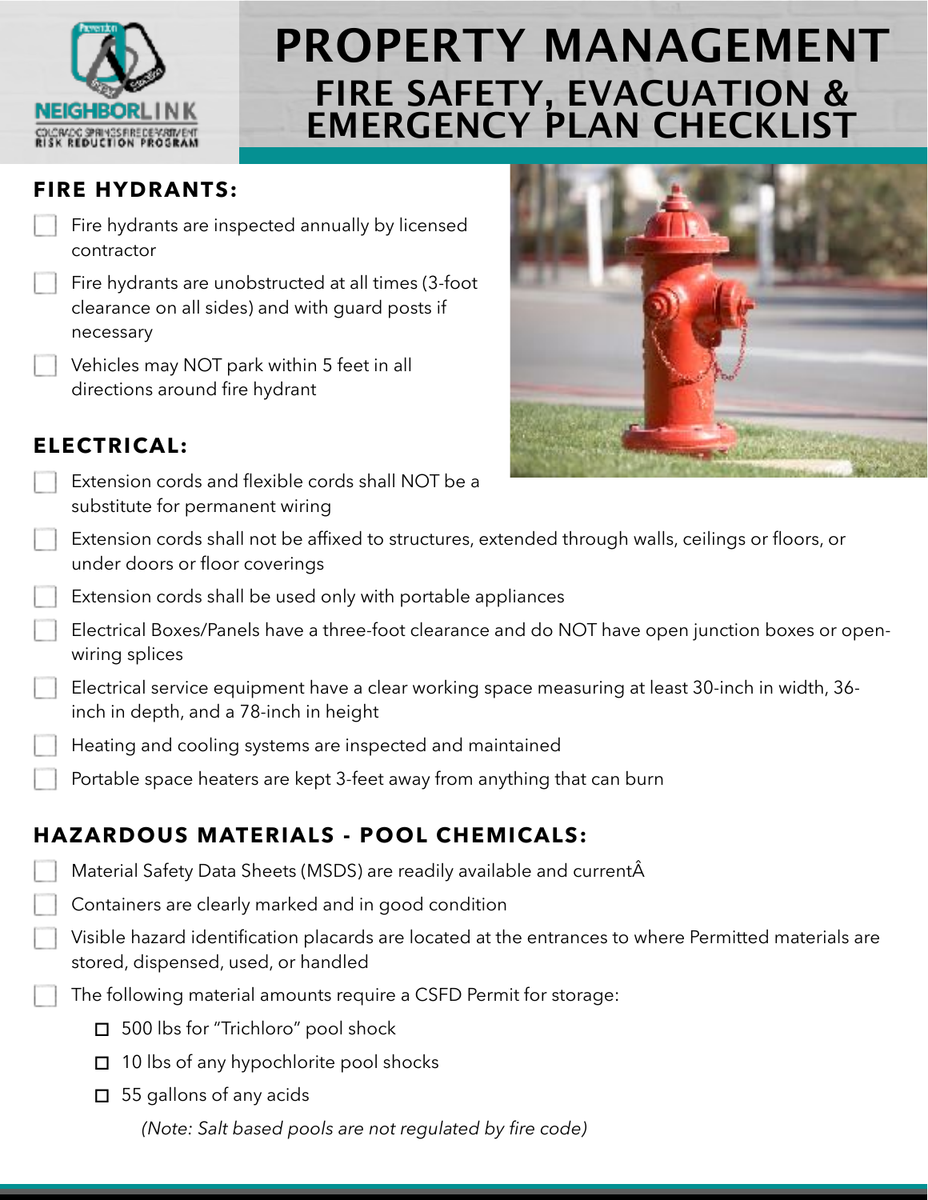NEIGHBORLINK
COLORADO SPRINGS FIRE DEPARTMENT
RISK REDUCTION PROGRAM

# PROPERTY MANAGEMENT
## FIRE SAFETY, EVACUATION & EMERGENCY PLAN CHECKLIST

### FIRE HYDRANTS:

- [ ] Fire hydrants are inspected annually by licensed contractor
- [ ] Fire hydrants are unobstructed at all times (3-foot clearance on all sides) and with guard posts if necessary
- [ ] Vehicles may NOT park within 5 feet in all directions around fire hydrant

### ELECTRICAL:

- [ ] Extension cords and flexible cords shall NOT be a substitute for permanent wiring
- [ ] Extension cords shall not be affixed to structures, extended through walls, ceilings or floors, or under doors or floor coverings
- [ ] Extension cords shall be used only with portable appliances
- [ ] Electrical Boxes/Panels have a three-foot clearance and do NOT have open junction boxes or open-wiring splices
- [ ] Electrical service equipment have a clear working space measuring at least 30-inch in width, 36-inch in depth, and a 78-inch in height
- [ ] Heating and cooling systems are inspected and maintained
- [ ] Portable space heaters are kept 3-feet away from anything that can burn

### HAZARDOUS MATERIALS - POOL CHEMICALS:

- [ ] Material Safety Data Sheets (MSDS) are readily available and currentÂ
- [ ] Containers are clearly marked and in good condition
- [ ] Visible hazard identification placards are located at the entrances to where Permitted materials are stored, dispensed, used, or handled
- [ ] The following material amounts require a CSFD Permit for storage:
  - [ ] 500 lbs for "Trichloro" pool shock
  - [ ] 10 lbs of any hypochlorite pool shocks
  - [ ] 55 gallons of any acids

  *(Note: Salt based pools are not regulated by fire code)*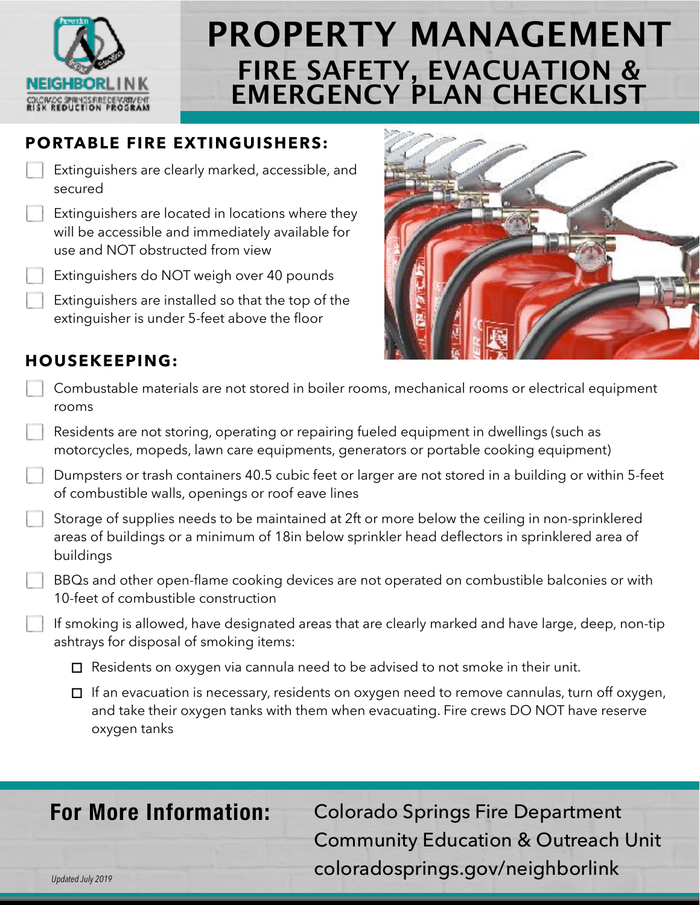# PROPERTY MANAGEMENT

## FIRE SAFETY, EVACUATION & EMERGENCY PLAN CHECKLIST

NEIGHBORLINK
COLORADO SPRINGS FIRE DEPARTMENT RISK REDUCTION PROGRAM

### PORTABLE FIRE EXTINGUISHERS:

- [ ] Extinguishers are clearly marked, accessible, and secured
- [ ] Extinguishers are located in locations where they will be accessible and immediately available for use and NOT obstructed from view
- [ ] Extinguishers do NOT weigh over 40 pounds
- [ ] Extinguishers are installed so that the top of the extinguisher is under 5-feet above the floor

### HOUSEKEEPING:

- [ ] Combustable materials are not stored in boiler rooms, mechanical rooms or electrical equipment rooms
- [ ] Residents are not storing, operating or repairing fueled equipment in dwellings (such as motorcycles, mopeds, lawn care equipments, generators or portable cooking equipment)
- [ ] Dumpsters or trash containers 40.5 cubic feet or larger are not stored in a building or within 5-feet of combustible walls, openings or roof eave lines
- [ ] Storage of supplies needs to be maintained at 2ft or more below the ceiling in non-sprinklered areas of buildings or a minimum of 18in below sprinkler head deflectors in sprinklered area of buildings
- [ ] BBQs and other open-flame cooking devices are not operated on combustible balconies or with 10-feet of combustible construction
- [ ] If smoking is allowed, have designated areas that are clearly marked and have large, deep, non-tip ashtrays for disposal of smoking items:
  - [ ] Residents on oxygen via cannula need to be advised to not smoke in their unit.
  - [ ] If an evacuation is necessary, residents on oxygen need to remove cannulas, turn off oxygen, and take their oxygen tanks with them when evacuating. Fire crews DO NOT have reserve oxygen tanks

**For More Information:**

Colorado Springs Fire Department
Community Education & Outreach Unit
coloradosprings.gov/neighborlink

*Updated July 2019*